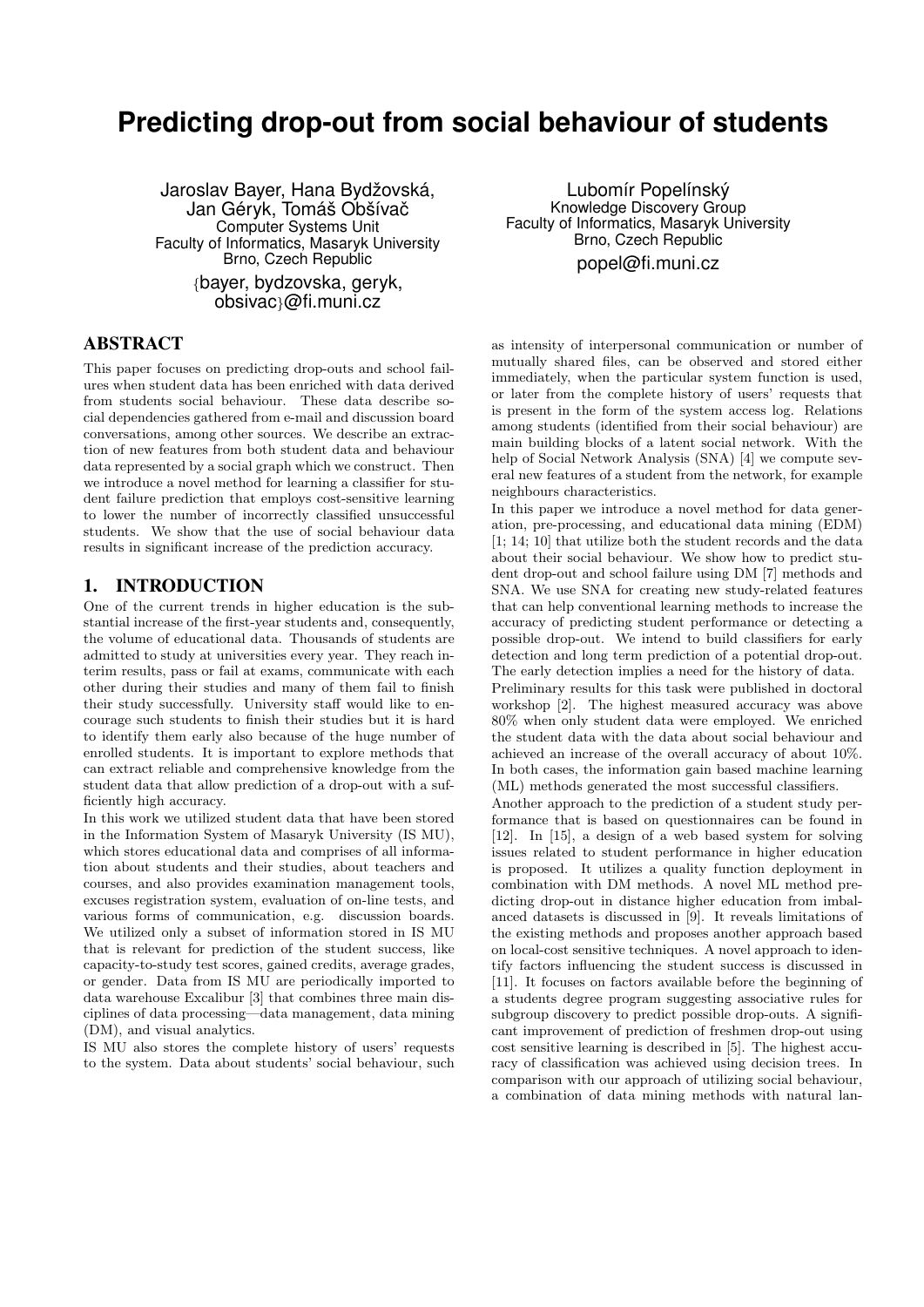# Predicting drop-out from social behaviour of students

Jaroslav Bayer, Hana Bydžovská, Jan Géryk, Tomáš Obšívač
Computer Systems Unit
Faculty of Informatics, Masaryk University
Brno, Czech Republic
{bayer, bydzovska, geryk, obsivac}@fi.muni.cz

Lubomír Popelínský
Knowledge Discovery Group
Faculty of Informatics, Masaryk University
Brno, Czech Republic
popel@fi.muni.cz

## ABSTRACT

This paper focuses on predicting drop-outs and school failures when student data has been enriched with data derived from students social behaviour. These data describe social dependencies gathered from e-mail and discussion board conversations, among other sources. We describe an extraction of new features from both student data and behaviour data represented by a social graph which we construct. Then we introduce a novel method for learning a classifier for student failure prediction that employs cost-sensitive learning to lower the number of incorrectly classified unsuccessful students. We show that the use of social behaviour data results in significant increase of the prediction accuracy.

## 1. INTRODUCTION

One of the current trends in higher education is the substantial increase of the first-year students and, consequently, the volume of educational data. Thousands of students are admitted to study at universities every year. They reach interim results, pass or fail at exams, communicate with each other during their studies and many of them fail to finish their study successfully. University staff would like to encourage such students to finish their studies but it is hard to identify them early also because of the huge number of enrolled students. It is important to explore methods that can extract reliable and comprehensive knowledge from the student data that allow prediction of a drop-out with a sufficiently high accuracy.

In this work we utilized student data that have been stored in the Information System of Masaryk University (IS MU), which stores educational data and comprises of all information about students and their studies, about teachers and courses, and also provides examination management tools, excuses registration system, evaluation of on-line tests, and various forms of communication, e.g. discussion boards. We utilized only a subset of information stored in IS MU that is relevant for prediction of the student success, like capacity-to-study test scores, gained credits, average grades, or gender. Data from IS MU are periodically imported to data warehouse Excalibur [3] that combines three main disciplines of data processing—data management, data mining (DM), and visual analytics.

IS MU also stores the complete history of users' requests to the system. Data about students' social behaviour, such as intensity of interpersonal communication or number of mutually shared files, can be observed and stored either immediately, when the particular system function is used, or later from the complete history of users' requests that is present in the form of the system access log. Relations among students (identified from their social behaviour) are main building blocks of a latent social network. With the help of Social Network Analysis (SNA) [4] we compute several new features of a student from the network, for example neighbours characteristics.

In this paper we introduce a novel method for data generation, pre-processing, and educational data mining (EDM) [1; 14; 10] that utilize both the student records and the data about their social behaviour. We show how to predict student drop-out and school failure using DM [7] methods and SNA. We use SNA for creating new study-related features that can help conventional learning methods to increase the accuracy of predicting student performance or detecting a possible drop-out. We intend to build classifiers for early detection and long term prediction of a potential drop-out. The early detection implies a need for the history of data.

Preliminary results for this task were published in doctoral workshop [2]. The highest measured accuracy was above 80% when only student data were employed. We enriched the student data with the data about social behaviour and achieved an increase of the overall accuracy of about 10%. In both cases, the information gain based machine learning (ML) methods generated the most successful classifiers.

Another approach to the prediction of a student study performance that is based on questionnaires can be found in [12]. In [15], a design of a web based system for solving issues related to student performance in higher education is proposed. It utilizes a quality function deployment in combination with DM methods. A novel ML method predicting drop-out in distance higher education from imbalanced datasets is discussed in [9]. It reveals limitations of the existing methods and proposes another approach based on local-cost sensitive techniques. A novel approach to identify factors influencing the student success is discussed in [11]. It focuses on factors available before the beginning of a students degree program suggesting associative rules for subgroup discovery to predict possible drop-outs. A significant improvement of prediction of freshmen drop-out using cost sensitive learning is described in [5]. The highest accuracy of classification was achieved using decision trees. In comparison with our approach of utilizing social behaviour, a combination of data mining methods with natural lan-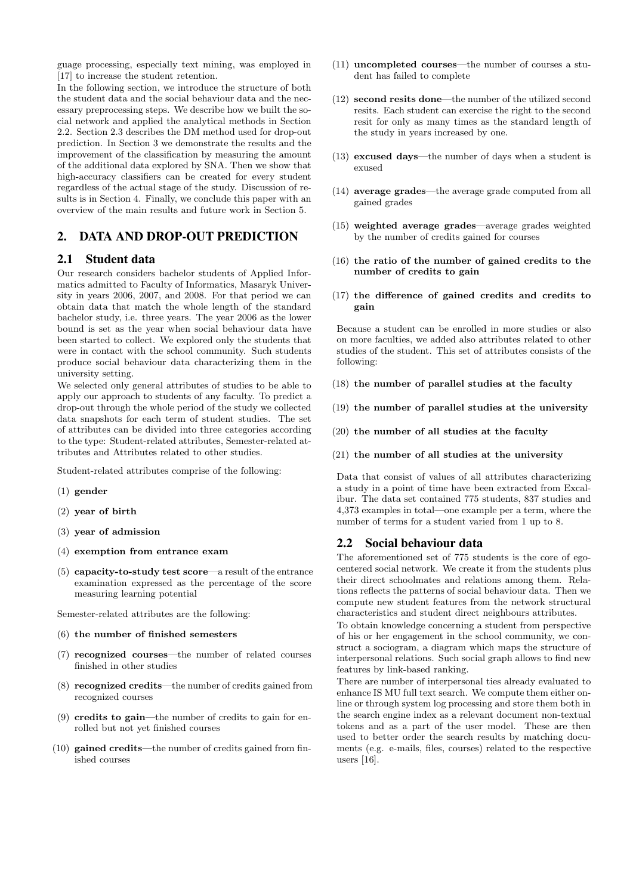guage processing, especially text mining, was employed in [17] to increase the student retention.

In the following section, we introduce the structure of both the student data and the social behaviour data and the necessary preprocessing steps. We describe how we built the social network and applied the analytical methods in Section 2.2. Section 2.3 describes the DM method used for drop-out prediction. In Section 3 we demonstrate the results and the improvement of the classification by measuring the amount of the additional data explored by SNA. Then we show that high-accuracy classifiers can be created for every student regardless of the actual stage of the study. Discussion of results is in Section 4. Finally, we conclude this paper with an overview of the main results and future work in Section 5.

## 2. DATA AND DROP-OUT PREDICTION

### 2.1 Student data

Our research considers bachelor students of Applied Informatics admitted to Faculty of Informatics, Masaryk University in years 2006, 2007, and 2008. For that period we can obtain data that match the whole length of the standard bachelor study, i.e. three years. The year 2006 as the lower bound is set as the year when social behaviour data have been started to collect. We explored only the students that were in contact with the school community. Such students produce social behaviour data characterizing them in the university setting.

We selected only general attributes of studies to be able to apply our approach to students of any faculty. To predict a drop-out through the whole period of the study we collected data snapshots for each term of student studies. The set of attributes can be divided into three categories according to the type: Student-related attributes, Semester-related attributes and Attributes related to other studies.

Student-related attributes comprise of the following:

(1) **gender**

(2) **year of birth**

(3) **year of admission**

(4) **exemption from entrance exam**

(5) **capacity-to-study test score**—a result of the entrance examination expressed as the percentage of the score measuring learning potential

Semester-related attributes are the following:

(6) **the number of finished semesters**

(7) **recognized courses**—the number of related courses finished in other studies

(8) **recognized credits**—the number of credits gained from recognized courses

(9) **credits to gain**—the number of credits to gain for enrolled but not yet finished courses

(10) **gained credits**—the number of credits gained from finished courses

(11) **uncompleted courses**—the number of courses a student has failed to complete

(12) **second resits done**—the number of the utilized second resits. Each student can exercise the right to the second resit for only as many times as the standard length of the study in years increased by one.

(13) **excused days**—the number of days when a student is exused

(14) **average grades**—the average grade computed from all gained grades

(15) **weighted average grades**—average grades weighted by the number of credits gained for courses

(16) **the ratio of the number of gained credits to the number of credits to gain**

(17) **the difference of gained credits and credits to gain**

Because a student can be enrolled in more studies or also on more faculties, we added also attributes related to other studies of the student. This set of attributes consists of the following:

(18) **the number of parallel studies at the faculty**

(19) **the number of parallel studies at the university**

(20) **the number of all studies at the faculty**

(21) **the number of all studies at the university**

Data that consist of values of all attributes characterizing a study in a point of time have been extracted from Excalibur. The data set contained 775 students, 837 studies and 4,373 examples in total—one example per a term, where the number of terms for a student varied from 1 up to 8.

### 2.2 Social behaviour data

The aforementioned set of 775 students is the core of ego-centered social network. We create it from the students plus their direct schoolmates and relations among them. Relations reflects the patterns of social behaviour data. Then we compute new student features from the network structural characteristics and student direct neighbours attributes.

To obtain knowledge concerning a student from perspective of his or her engagement in the school community, we construct a sociogram, a diagram which maps the structure of interpersonal relations. Such social graph allows to find new features by link-based ranking.

There are number of interpersonal ties already evaluated to enhance IS MU full text search. We compute them either online or through system log processing and store them both in the search engine index as a relevant document non-textual tokens and as a part of the user model. These are then used to better order the search results by matching documents (e.g. e-mails, files, courses) related to the respective users [16].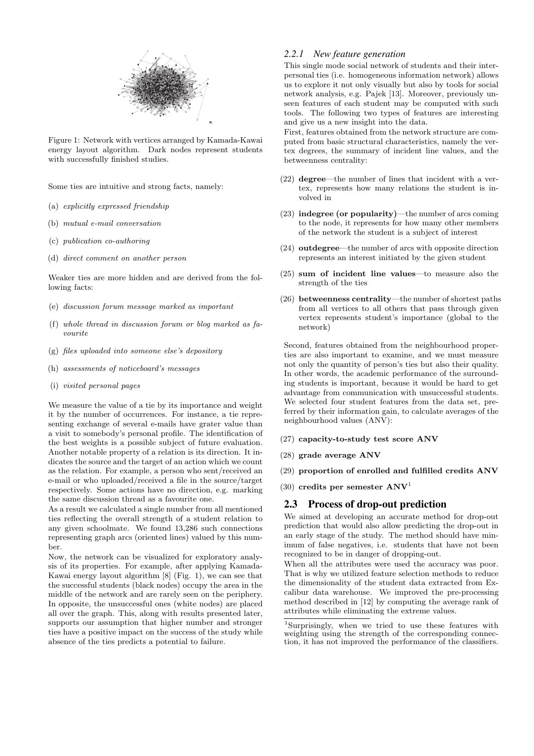Figure 1: Network with vertices arranged by Kamada-Kawai energy layout algorithm. Dark nodes represent students with successfully finished studies.

Some ties are intuitive and strong facts, namely:

(a) *explicitly expressed friendship*

(b) *mutual e-mail conversation*

(c) *publication co-authoring*

(d) *direct comment on another person*

Weaker ties are more hidden and are derived from the following facts:

(e) *discussion forum message marked as important*

(f) *whole thread in discussion forum or blog marked as favourite*

(g) *files uploaded into someone else's depository*

(h) *assessments of noticeboard's messages*

(i) *visited personal pages*

We measure the value of a tie by its importance and weight it by the number of occurrences. For instance, a tie representing exchange of several e-mails have grater value than a visit to somebody's personal profile. The identification of the best weights is a possible subject of future evaluation. Another notable property of a relation is its direction. It indicates the source and the target of an action which we count as the relation. For example, a person who sent/received an e-mail or who uploaded/received a file in the source/target respectively. Some actions have no direction, e.g. marking the same discussion thread as a favourite one.

As a result we calculated a single number from all mentioned ties reflecting the overall strength of a student relation to any given schoolmate. We found 13,286 such connections representing graph arcs (oriented lines) valued by this number.

Now, the network can be visualized for exploratory analysis of its properties. For example, after applying Kamada-Kawai energy layout algorithm [8] (Fig. 1), we can see that the successful students (black nodes) occupy the area in the middle of the network and are rarely seen on the periphery. In opposite, the unsuccessful ones (white nodes) are placed all over the graph. This, along with results presented later, supports our assumption that higher number and stronger ties have a positive impact on the success of the study while absence of the ties predicts a potential to failure.

### 2.2.1 New feature generation

This single mode social network of students and their interpersonal ties (i.e. homogeneous information network) allows us to explore it not only visually but also by tools for social network analysis, e.g. Pajek [13]. Moreover, previously unseen features of each student may be computed with such tools. The following two types of features are interesting and give us a new insight into the data.

First, features obtained from the network structure are computed from basic structural characteristics, namely the vertex degrees, the summary of incident line values, and the betweenness centrality:

(22) **degree**—the number of lines that incident with a vertex, represents how many relations the student is involved in

(23) **indegree (or popularity)**—the number of arcs coming to the node, it represents for how many other members of the network the student is a subject of interest

(24) **outdegree**—the number of arcs with opposite direction represents an interest initiated by the given student

(25) **sum of incident line values**—to measure also the strength of the ties

(26) **betweenness centrality**—the number of shortest paths from all vertices to all others that pass through given vertex represents student's importance (global to the network)

Second, features obtained from the neighbourhood properties are also important to examine, and we must measure not only the quantity of person's ties but also their quality. In other words, the academic performance of the surrounding students is important, because it would be hard to get advantage from communication with unsuccessful students. We selected four student features from the data set, preferred by their information gain, to calculate averages of the neighbourhood values (ANV):

(27) **capacity-to-study test score ANV**

(28) **grade average ANV**

(29) **proportion of enrolled and fulfilled credits ANV**

(30) **credits per semester ANV**[1]

## 2.3 Process of drop-out prediction

We aimed at developing an accurate method for drop-out prediction that would also allow predicting the drop-out in an early stage of the study. The method should have minimum of false negatives, i.e. students that have not been recognized to be in danger of dropping-out.

When all the attributes were used the accuracy was poor. That is why we utilized feature selection methods to reduce the dimensionality of the student data extracted from Excalibur data warehouse. We improved the pre-processing method described in [12] by computing the average rank of attributes while eliminating the extreme values.

[1] Surprisingly, when we tried to use these features with weighting using the strength of the corresponding connection, it has not improved the performance of the classifiers.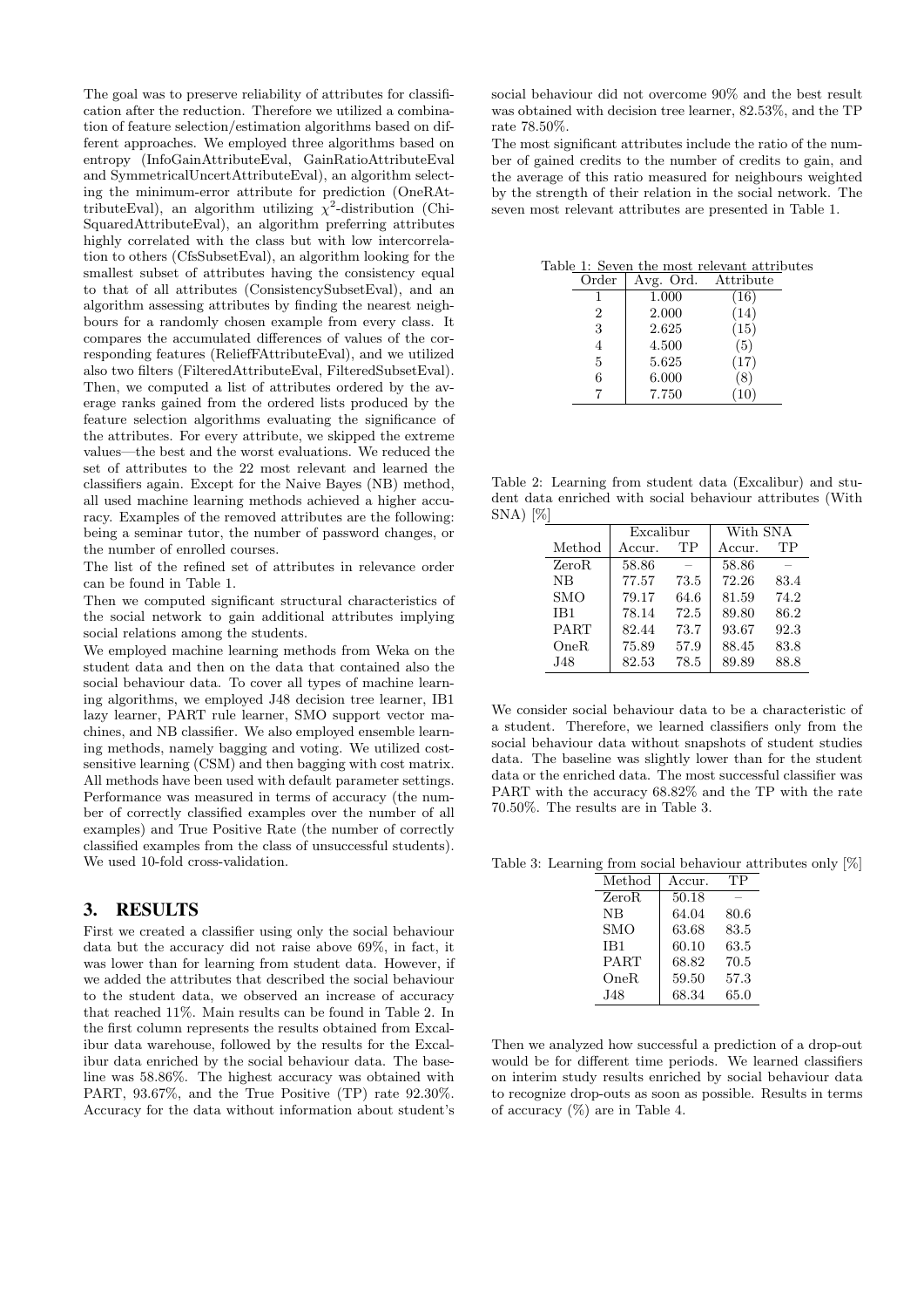The goal was to preserve reliability of attributes for classification after the reduction. Therefore we utilized a combination of feature selection/estimation algorithms based on different approaches. We employed three algorithms based on entropy (InfoGainAttributeEval, GainRatioAttributeEval and SymmetricalUncertAttributeEval), an algorithm selecting the minimum-error attribute for prediction (OneRAttributeEval), an algorithm utilizing $\chi^2$-distribution (ChiSquaredAttributeEval), an algorithm preferring attributes highly correlated with the class but with low intercorrelation to others (CfsSubsetEval), an algorithm looking for the smallest subset of attributes having the consistency equal to that of all attributes (ConsistencySubsetEval), and an algorithm assessing attributes by finding the nearest neighbours for a randomly chosen example from every class. It compares the accumulated differences of values of the corresponding features (ReliefFAttributeEval), and we utilized also two filters (FilteredAttributeEval, FilteredSubsetEval). Then, we computed a list of attributes ordered by the average ranks gained from the ordered lists produced by the feature selection algorithms evaluating the significance of the attributes. For every attribute, we skipped the extreme values—the best and the worst evaluations. We reduced the set of attributes to the 22 most relevant and learned the classifiers again. Except for the Naive Bayes (NB) method, all used machine learning methods achieved a higher accuracy. Examples of the removed attributes are the following: being a seminar tutor, the number of password changes, or the number of enrolled courses.

The list of the refined set of attributes in relevance order can be found in Table 1.

Then we computed significant structural characteristics of the social network to gain additional attributes implying social relations among the students.

We employed machine learning methods from Weka on the student data and then on the data that contained also the social behaviour data. To cover all types of machine learning algorithms, we employed J48 decision tree learner, IB1 lazy learner, PART rule learner, SMO support vector machines, and NB classifier. We also employed ensemble learning methods, namely bagging and voting. We utilized cost-sensitive learning (CSM) and then bagging with cost matrix. All methods have been used with default parameter settings. Performance was measured in terms of accuracy (the number of correctly classified examples over the number of all examples) and True Positive Rate (the number of correctly classified examples from the class of unsuccessful students). We used 10-fold cross-validation.

## 3. RESULTS

First we created a classifier using only the social behaviour data but the accuracy did not raise above 69%, in fact, it was lower than for learning from student data. However, if we added the attributes that described the social behaviour to the student data, we observed an increase of accuracy that reached 11%. Main results can be found in Table 2. In the first column represents the results obtained from Excalibur data warehouse, followed by the results for the Excalibur data enriched by the social behaviour data. The baseline was 58.86%. The highest accuracy was obtained with PART, 93.67%, and the True Positive (TP) rate 92.30%. Accuracy for the data without information about student's social behaviour did not overcome 90% and the best result was obtained with decision tree learner, 82.53%, and the TP rate 78.50%.

The most significant attributes include the ratio of the number of gained credits to the number of credits to gain, and the average of this ratio measured for neighbours weighted by the strength of their relation in the social network. The seven most relevant attributes are presented in Table 1.

Table 1: Seven the most relevant attributes

| Order | Avg. Ord. | Attribute |
|---|---|---|
| 1 | 1.000 | (16) |
| 2 | 2.000 | (14) |
| 3 | 2.625 | (15) |
| 4 | 4.500 | (5) |
| 5 | 5.625 | (17) |
| 6 | 6.000 | (8) |
| 7 | 7.750 | (10) |

Table 2: Learning from student data (Excalibur) and student data enriched with social behaviour attributes (With SNA) [%]

| | Excalibur | | With SNA | |
|---|---|---|---|---|
| Method | Accur. | TP | Accur. | TP |
| ZeroR | 58.86 | – | 58.86 | – |
| NB | 77.57 | 73.5 | 72.26 | 83.4 |
| SMO | 79.17 | 64.6 | 81.59 | 74.2 |
| IB1 | 78.14 | 72.5 | 89.80 | 86.2 |
| PART | 82.44 | 73.7 | 93.67 | 92.3 |
| OneR | 75.89 | 57.9 | 88.45 | 83.8 |
| J48 | 82.53 | 78.5 | 89.89 | 88.8 |

We consider social behaviour data to be a characteristic of a student. Therefore, we learned classifiers only from the social behaviour data without snapshots of student studies data. The baseline was slightly lower than for the student data or the enriched data. The most successful classifier was PART with the accuracy 68.82% and the TP with the rate 70.50%. The results are in Table 3.

Table 3: Learning from social behaviour attributes only [%]

| Method | Accur. | TP |
|---|---|---|
| ZeroR | 50.18 | – |
| NB | 64.04 | 80.6 |
| SMO | 63.68 | 83.5 |
| IB1 | 60.10 | 63.5 |
| PART | 68.82 | 70.5 |
| OneR | 59.50 | 57.3 |
| J48 | 68.34 | 65.0 |

Then we analyzed how successful a prediction of a drop-out would be for different time periods. We learned classifiers on interim study results enriched by social behaviour data to recognize drop-outs as soon as possible. Results in terms of accuracy (%) are in Table 4.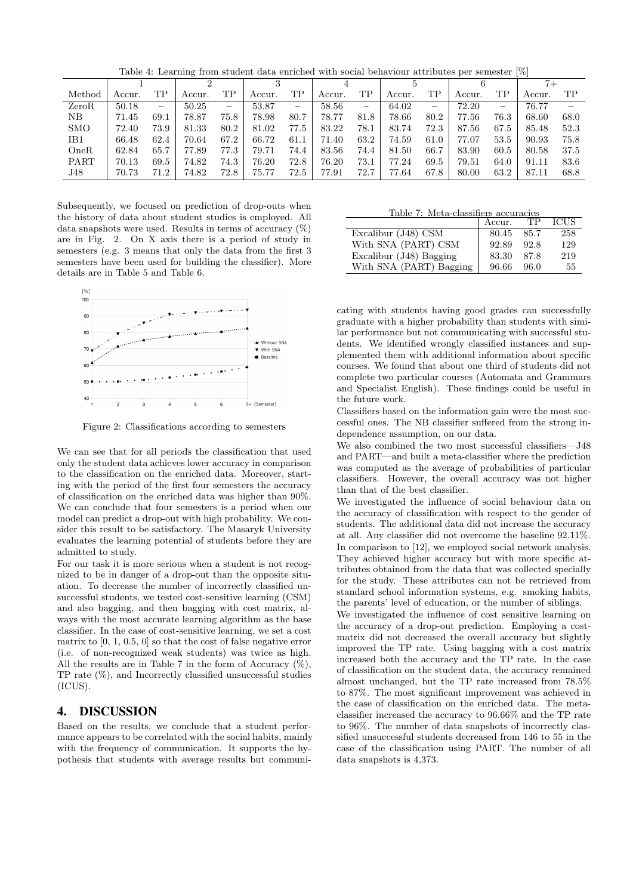Table 4: Learning from student data enriched with social behaviour attributes per semester [%]

| | 1 | | 2 | | 3 | | 4 | | 5 | | 6 | | 7+ | |
|---|---|---|---|---|---|---|---|---|---|---|---|---|---|---|
| Method | Accur. | TP | Accur. | TP | Accur. | TP | Accur. | TP | Accur. | TP | Accur. | TP | Accur. | TP |
| ZeroR | 50.18 | – | 50.25 | – | 53.87 | – | 58.56 | – | 64.02 | – | 72.20 | – | 76.77 | – |
| NB | 71.45 | 69.1 | 78.87 | 75.8 | 78.98 | 80.7 | 78.77 | 81.8 | 78.66 | 80.2 | 77.56 | 76.3 | 68.60 | 68.0 |
| SMO | 72.40 | 73.9 | 81.33 | 80.2 | 81.02 | 77.5 | 83.22 | 78.1 | 83.74 | 72.3 | 87.56 | 67.5 | 85.48 | 52.3 |
| IB1 | 66.48 | 62.4 | 70.64 | 67.2 | 66.72 | 61.1 | 71.40 | 63.2 | 74.59 | 61.0 | 77.07 | 53.5 | 90.93 | 75.8 |
| OneR | 62.84 | 65.7 | 77.89 | 77.3 | 79.71 | 74.4 | 83.56 | 74.4 | 81.50 | 66.7 | 83.90 | 60.5 | 80.58 | 37.5 |
| PART | 70.13 | 69.5 | 74.82 | 74.3 | 76.20 | 72.8 | 76.20 | 73.1 | 77.24 | 69.5 | 79.51 | 64.0 | 91.11 | 83.6 |
| J48 | 70.73 | 71.2 | 74.82 | 72.8 | 75.77 | 72.5 | 77.91 | 72.7 | 77.64 | 67.8 | 80.00 | 63.2 | 87.11 | 68.8 |

Subsequently, we focused on prediction of drop-outs when the history of data about student studies is employed. All data snapshots were used. Results in terms of accuracy (%) are in Fig. 2. On X axis there is a period of study in semesters (e.g. 3 means that only the data from the first 3 semesters have been used for building the classifier). More details are in Table 5 and Table 6.

Figure 2: Classifications according to semesters

We can see that for all periods the classification that used only the student data achieves lower accuracy in comparison to the classification on the enriched data. Moreover, starting with the period of the first four semesters the accuracy of classification on the enriched data was higher than 90%. We can conclude that four semesters is a period when our model can predict a drop-out with high probability. We consider this result to be satisfactory. The Masaryk University evaluates the learning potential of students before they are admitted to study.

For our task it is more serious when a student is not recognized to be in danger of a drop-out than the opposite situation. To decrease the number of incorrectly classified unsuccessful students, we tested cost-sensitive learning (CSM) and also bagging, and then bagging with cost matrix, always with the most accurate learning algorithm as the base classifier. In the case of cost-sensitive learning, we set a cost matrix to [0, 1, 0.5, 0] so that the cost of false negative error (i.e. of non-recognized weak students) was twice as high. All the results are in Table 7 in the form of Accuracy (%), TP rate (%), and Incorrectly classified unsuccessful studies (ICUS).

## 4. DISCUSSION

Based on the results, we conclude that a student performance appears to be correlated with the social habits, mainly with the frequency of communication. It supports the hypothesis that students with average results but communicating with students having good grades can successfully graduate with a higher probability than students with similar performance but not communicating with successful students. We identified wrongly classified instances and supplemented them with additional information about specific courses. We found that about one third of students did not complete two particular courses (Automata and Grammars and Specialist English). These findings could be useful in the future work.

Table 7: Meta-classifiers accuracies

| | Accur. | TP | ICUS |
|---|---|---|---|
| Excalibur (J48) CSM | 80.45 | 85.7 | 258 |
| With SNA (PART) CSM | 92.89 | 92.8 | 129 |
| Excalibur (J48) Bagging | 83.30 | 87.8 | 219 |
| With SNA (PART) Bagging | 96.66 | 96.0 | 55 |

Classifiers based on the information gain were the most successful ones. The NB classifier suffered from the strong independence assumption, on our data.

We also combined the two most successful classifiers—J48 and PART—and built a meta-classifier where the prediction was computed as the average of probabilities of particular classifiers. However, the overall accuracy was not higher than that of the best classifier.

We investigated the influence of social behaviour data on the accuracy of classification with respect to the gender of students. The additional data did not increase the accuracy at all. Any classifier did not overcome the baseline 92.11%.

In comparison to [12], we employed social network analysis. They achieved higher accuracy but with more specific attributes obtained from the data that was collected specially for the study. These attributes can not be retrieved from standard school information systems, e.g. smoking habits, the parents' level of education, or the number of siblings.

We investigated the influence of cost sensitive learning on the accuracy of a drop-out prediction. Employing a cost-matrix did not decreased the overall accuracy but slightly improved the TP rate. Using bagging with a cost matrix increased both the accuracy and the TP rate. In the case of classification on the student data, the accuracy remained almost unchanged, but the TP rate increased from 78.5% to 87%. The most significant improvement was achieved in the case of classification on the enriched data. The meta-classifier increased the accuracy to 96.66% and the TP rate to 96%. The number of data snapshots of incorrectly classified unsuccessful students decreased from 146 to 55 in the case of the classification using PART. The number of all data snapshots is 4,373.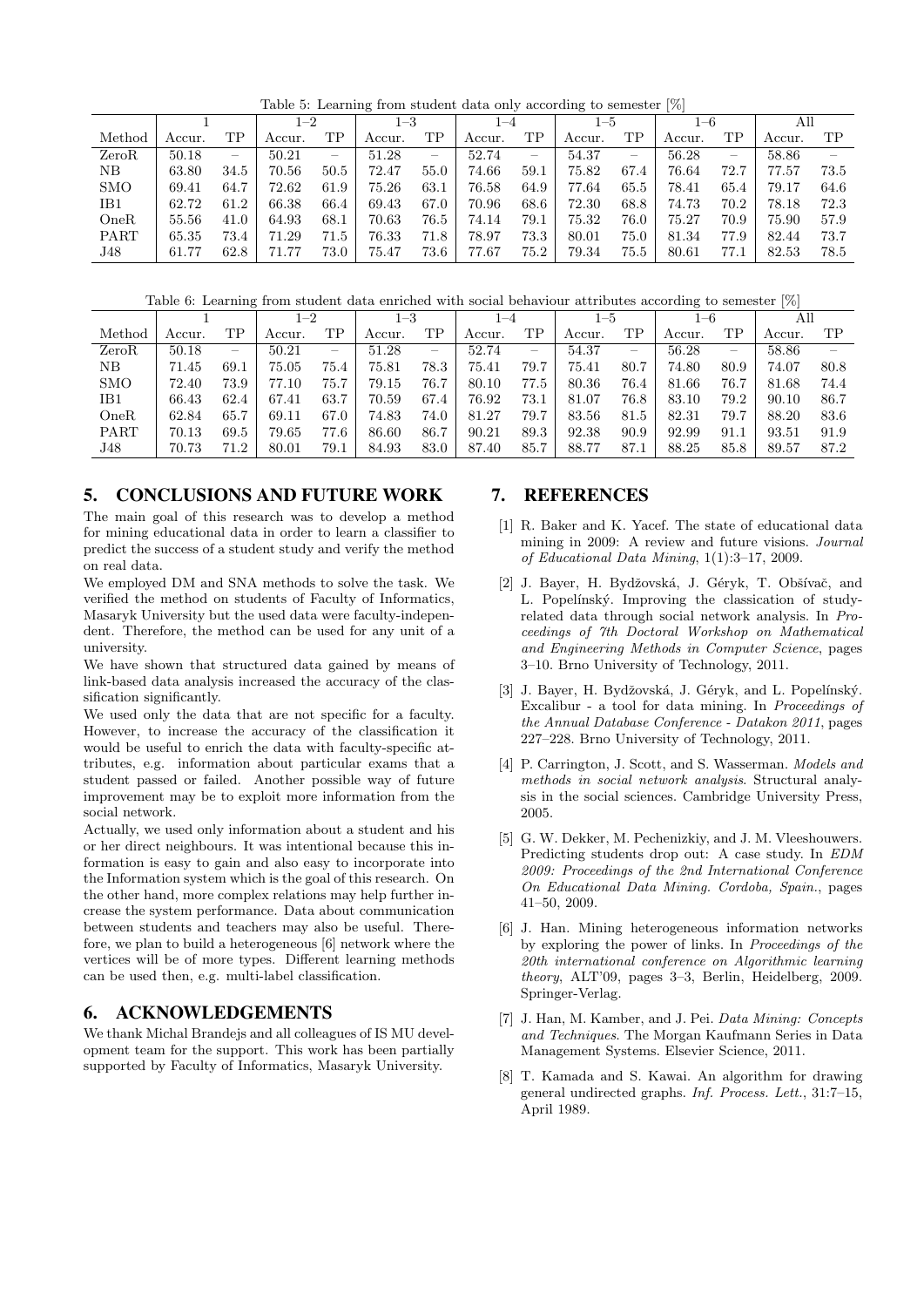Table 5: Learning from student data only according to semester [%]

| | 1 | | 1–2 | | 1–3 | | 1–4 | | 1–5 | | 1–6 | | All | |
|---|---|---|---|---|---|---|---|---|---|---|---|---|---|---|
| Method | Accur. | TP | Accur. | TP | Accur. | TP | Accur. | TP | Accur. | TP | Accur. | TP | Accur. | TP |
| ZeroR | 50.18 | – | 50.21 | – | 51.28 | – | 52.74 | – | 54.37 | – | 56.28 | – | 58.86 | – |
| NB | 63.80 | 34.5 | 70.56 | 50.5 | 72.47 | 55.0 | 74.66 | 59.1 | 75.82 | 67.4 | 76.64 | 72.7 | 77.57 | 73.5 |
| SMO | 69.41 | 64.7 | 72.62 | 61.9 | 75.26 | 63.1 | 76.58 | 64.9 | 77.64 | 65.5 | 78.41 | 65.4 | 79.17 | 64.6 |
| IB1 | 62.72 | 61.2 | 66.38 | 66.4 | 69.43 | 67.0 | 70.96 | 68.6 | 72.30 | 68.8 | 74.73 | 70.2 | 78.18 | 72.3 |
| OneR | 55.56 | 41.0 | 64.93 | 68.1 | 70.63 | 76.5 | 74.14 | 79.1 | 75.32 | 76.0 | 75.27 | 70.9 | 75.90 | 57.9 |
| PART | 65.35 | 73.4 | 71.29 | 71.5 | 76.33 | 71.8 | 78.97 | 73.3 | 80.01 | 75.0 | 81.34 | 77.9 | 82.44 | 73.7 |
| J48 | 61.77 | 62.8 | 71.77 | 73.0 | 75.47 | 73.6 | 77.67 | 75.2 | 79.34 | 75.5 | 80.61 | 77.1 | 82.53 | 78.5 |

Table 6: Learning from student data enriched with social behaviour attributes according to semester [%]

| | 1 | | 1–2 | | 1–3 | | 1–4 | | 1–5 | | 1–6 | | All | |
|---|---|---|---|---|---|---|---|---|---|---|---|---|---|---|
| Method | Accur. | TP | Accur. | TP | Accur. | TP | Accur. | TP | Accur. | TP | Accur. | TP | Accur. | TP |
| ZeroR | 50.18 | – | 50.21 | – | 51.28 | – | 52.74 | – | 54.37 | – | 56.28 | – | 58.86 | – |
| NB | 71.45 | 69.1 | 75.05 | 75.4 | 75.81 | 78.3 | 75.41 | 79.7 | 75.41 | 80.7 | 74.80 | 80.9 | 74.07 | 80.8 |
| SMO | 72.40 | 73.9 | 77.10 | 75.7 | 79.15 | 76.7 | 80.10 | 77.5 | 80.36 | 76.4 | 81.66 | 76.7 | 81.68 | 74.4 |
| IB1 | 66.43 | 62.4 | 67.41 | 63.7 | 70.59 | 67.4 | 76.92 | 73.1 | 81.07 | 76.8 | 83.10 | 79.2 | 90.10 | 86.7 |
| OneR | 62.84 | 65.7 | 69.11 | 67.0 | 74.83 | 74.0 | 81.27 | 79.7 | 83.56 | 81.5 | 82.31 | 79.7 | 88.20 | 83.6 |
| PART | 70.13 | 69.5 | 79.65 | 77.6 | 86.60 | 86.7 | 90.21 | 89.3 | 92.38 | 90.9 | 92.99 | 91.1 | 93.51 | 91.9 |
| J48 | 70.73 | 71.2 | 80.01 | 79.1 | 84.93 | 83.0 | 87.40 | 85.7 | 88.77 | 87.1 | 88.25 | 85.8 | 89.57 | 87.2 |

## 5. CONCLUSIONS AND FUTURE WORK

The main goal of this research was to develop a method for mining educational data in order to learn a classifier to predict the success of a student study and verify the method on real data.

We employed DM and SNA methods to solve the task. We verified the method on students of Faculty of Informatics, Masaryk University but the used data were faculty-independent. Therefore, the method can be used for any unit of a university.

We have shown that structured data gained by means of link-based data analysis increased the accuracy of the classification significantly.

We used only the data that are not specific for a faculty. However, to increase the accuracy of the classification it would be useful to enrich the data with faculty-specific attributes, e.g. information about particular exams that a student passed or failed. Another possible way of future improvement may be to exploit more information from the social network.

Actually, we used only information about a student and his or her direct neighbours. It was intentional because this information is easy to gain and also easy to incorporate into the Information system which is the goal of this research. On the other hand, more complex relations may help further increase the system performance. Data about communication between students and teachers may also be useful. Therefore, we plan to build a heterogeneous [6] network where the vertices will be of more types. Different learning methods can be used then, e.g. multi-label classification.

## 6. ACKNOWLEDGEMENTS

We thank Michal Brandejs and all colleagues of IS MU development team for the support. This work has been partially supported by Faculty of Informatics, Masaryk University.

## 7. REFERENCES

[1] R. Baker and K. Yacef. The state of educational data mining in 2009: A review and future visions. *Journal of Educational Data Mining*, 1(1):3–17, 2009.

[2] J. Bayer, H. Bydžovská, J. Géryk, T. Obšívač, and L. Popelínský. Improving the classication of study-related data through social network analysis. In *Proceedings of 7th Doctoral Workshop on Mathematical and Engineering Methods in Computer Science*, pages 3–10. Brno University of Technology, 2011.

[3] J. Bayer, H. Bydžovská, J. Géryk, and L. Popelínský. Excalibur - a tool for data mining. In *Proceedings of the Annual Database Conference - Datakon 2011*, pages 227–228. Brno University of Technology, 2011.

[4] P. Carrington, J. Scott, and S. Wasserman. *Models and methods in social network analysis*. Structural analysis in the social sciences. Cambridge University Press, 2005.

[5] G. W. Dekker, M. Pechenizkiy, and J. M. Vleeshouwers. Predicting students drop out: A case study. In *EDM 2009: Proceedings of the 2nd International Conference On Educational Data Mining. Cordoba, Spain.*, pages 41–50, 2009.

[6] J. Han. Mining heterogeneous information networks by exploring the power of links. In *Proceedings of the 20th international conference on Algorithmic learning theory*, ALT'09, pages 3–3, Berlin, Heidelberg, 2009. Springer-Verlag.

[7] J. Han, M. Kamber, and J. Pei. *Data Mining: Concepts and Techniques*. The Morgan Kaufmann Series in Data Management Systems. Elsevier Science, 2011.

[8] T. Kamada and S. Kawai. An algorithm for drawing general undirected graphs. *Inf. Process. Lett.*, 31:7–15, April 1989.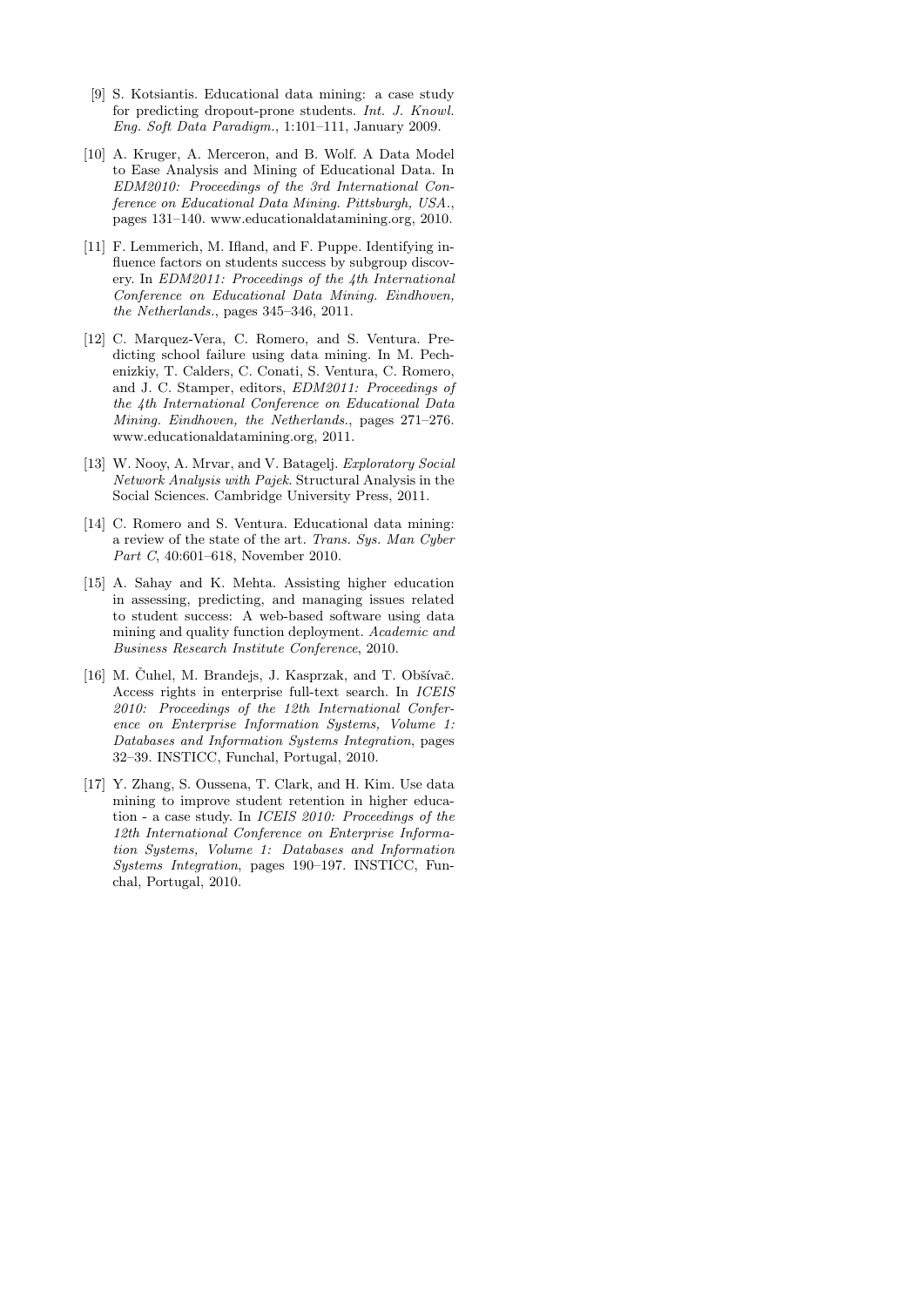[9] S. Kotsiantis. Educational data mining: a case study for predicting dropout-prone students. *Int. J. Knowl. Eng. Soft Data Paradigm.*, 1:101–111, January 2009.

[10] A. Kruger, A. Merceron, and B. Wolf. A Data Model to Ease Analysis and Mining of Educational Data. In *EDM2010: Proceedings of the 3rd International Conference on Educational Data Mining. Pittsburgh, USA.*, pages 131–140. www.educationaldatamining.org, 2010.

[11] F. Lemmerich, M. Ifland, and F. Puppe. Identifying influence factors on students success by subgroup discovery. In *EDM2011: Proceedings of the 4th International Conference on Educational Data Mining. Eindhoven, the Netherlands.*, pages 345–346, 2011.

[12] C. Marquez-Vera, C. Romero, and S. Ventura. Predicting school failure using data mining. In M. Pechenizkiy, T. Calders, C. Conati, S. Ventura, C. Romero, and J. C. Stamper, editors, *EDM2011: Proceedings of the 4th International Conference on Educational Data Mining. Eindhoven, the Netherlands.*, pages 271–276. www.educationaldatamining.org, 2011.

[13] W. Nooy, A. Mrvar, and V. Batagelj. *Exploratory Social Network Analysis with Pajek.* Structural Analysis in the Social Sciences. Cambridge University Press, 2011.

[14] C. Romero and S. Ventura. Educational data mining: a review of the state of the art. *Trans. Sys. Man Cyber Part C*, 40:601–618, November 2010.

[15] A. Sahay and K. Mehta. Assisting higher education in assessing, predicting, and managing issues related to student success: A web-based software using data mining and quality function deployment. *Academic and Business Research Institute Conference*, 2010.

[16] M. Čuhel, M. Brandejs, J. Kasprzak, and T. Obšívač. Access rights in enterprise full-text search. In *ICEIS 2010: Proceedings of the 12th International Conference on Enterprise Information Systems, Volume 1: Databases and Information Systems Integration*, pages 32–39. INSTICC, Funchal, Portugal, 2010.

[17] Y. Zhang, S. Oussena, T. Clark, and H. Kim. Use data mining to improve student retention in higher education - a case study. In *ICEIS 2010: Proceedings of the 12th International Conference on Enterprise Information Systems, Volume 1: Databases and Information Systems Integration*, pages 190–197. INSTICC, Funchal, Portugal, 2010.